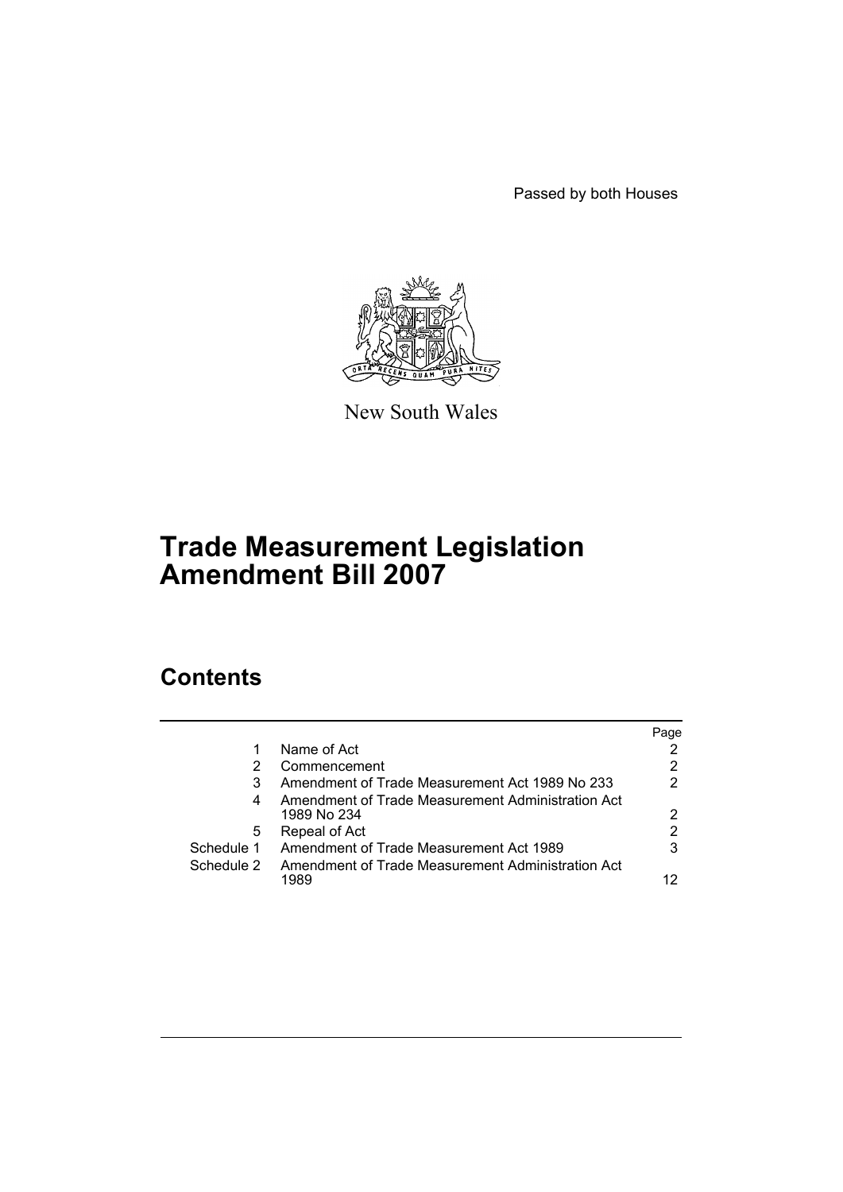Passed by both Houses

New South Wales

# Trade Measurement Legislation Amendment Bill 2007

## Contents

| | | Page |
|---|---|---|
| 1 | Name of Act | 2 |
| 2 | Commencement | 2 |
| 3 | Amendment of Trade Measurement Act 1989 No 233 | 2 |
| 4 | Amendment of Trade Measurement Administration Act 1989 No 234 | 2 |
| 5 | Repeal of Act | 2 |
| Schedule 1 | Amendment of Trade Measurement Act 1989 | 3 |
| Schedule 2 | Amendment of Trade Measurement Administration Act 1989 | 12 |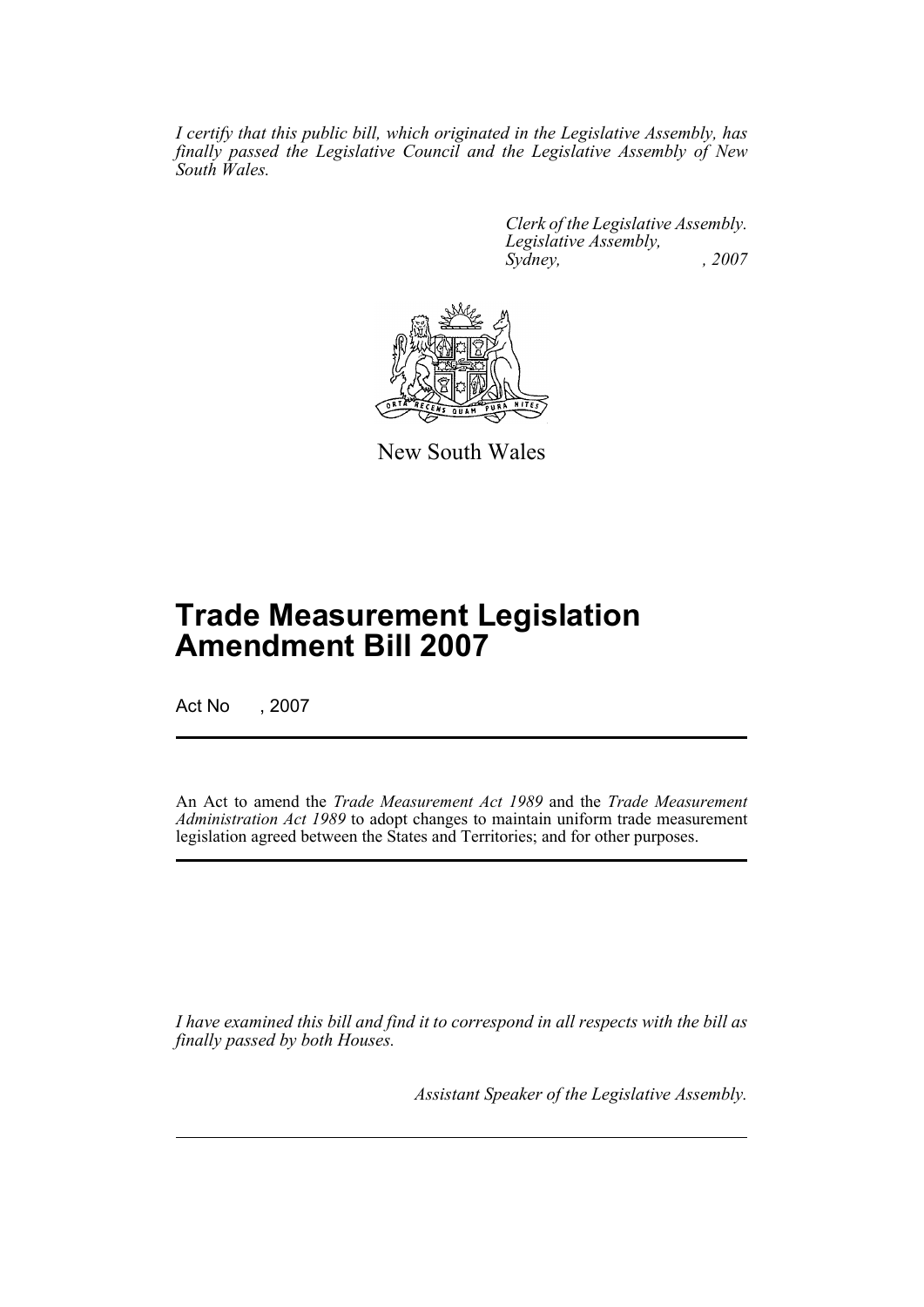*I certify that this public bill, which originated in the Legislative Assembly, has finally passed the Legislative Council and the Legislative Assembly of New South Wales.*

*Clerk of the Legislative Assembly.*
*Legislative Assembly,*
*Sydney, , 2007*

New South Wales

# Trade Measurement Legislation Amendment Bill 2007

Act No , 2007

An Act to amend the *Trade Measurement Act 1989* and the *Trade Measurement Administration Act 1989* to adopt changes to maintain uniform trade measurement legislation agreed between the States and Territories; and for other purposes.

*I have examined this bill and find it to correspond in all respects with the bill as finally passed by both Houses.*

*Assistant Speaker of the Legislative Assembly.*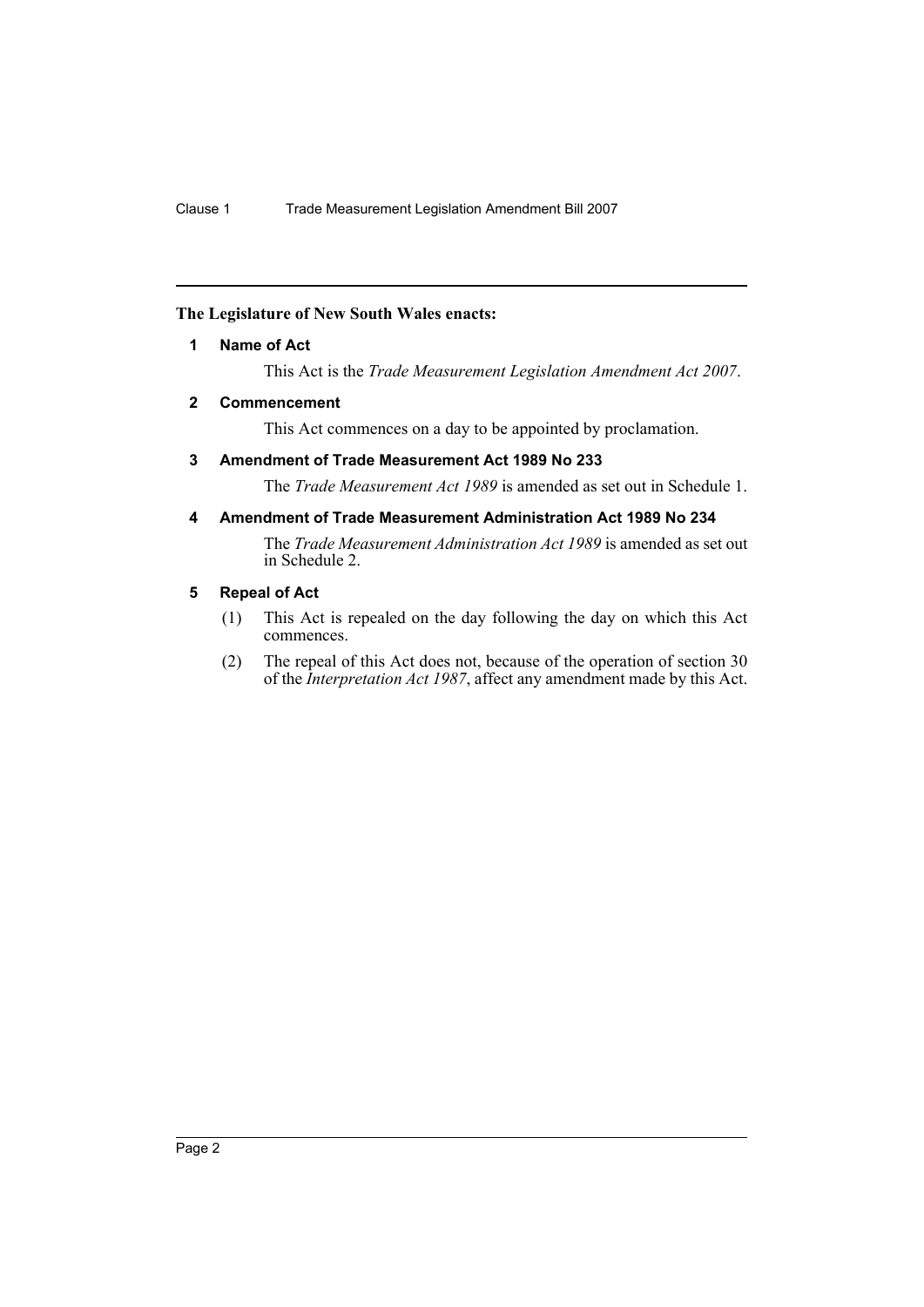**The Legislature of New South Wales enacts:**

### 1 Name of Act

This Act is the *Trade Measurement Legislation Amendment Act 2007*.

### 2 Commencement

This Act commences on a day to be appointed by proclamation.

### 3 Amendment of Trade Measurement Act 1989 No 233

The *Trade Measurement Act 1989* is amended as set out in Schedule 1.

### 4 Amendment of Trade Measurement Administration Act 1989 No 234

The *Trade Measurement Administration Act 1989* is amended as set out in Schedule 2.

### 5 Repeal of Act

(1) This Act is repealed on the day following the day on which this Act commences.

(2) The repeal of this Act does not, because of the operation of section 30 of the *Interpretation Act 1987*, affect any amendment made by this Act.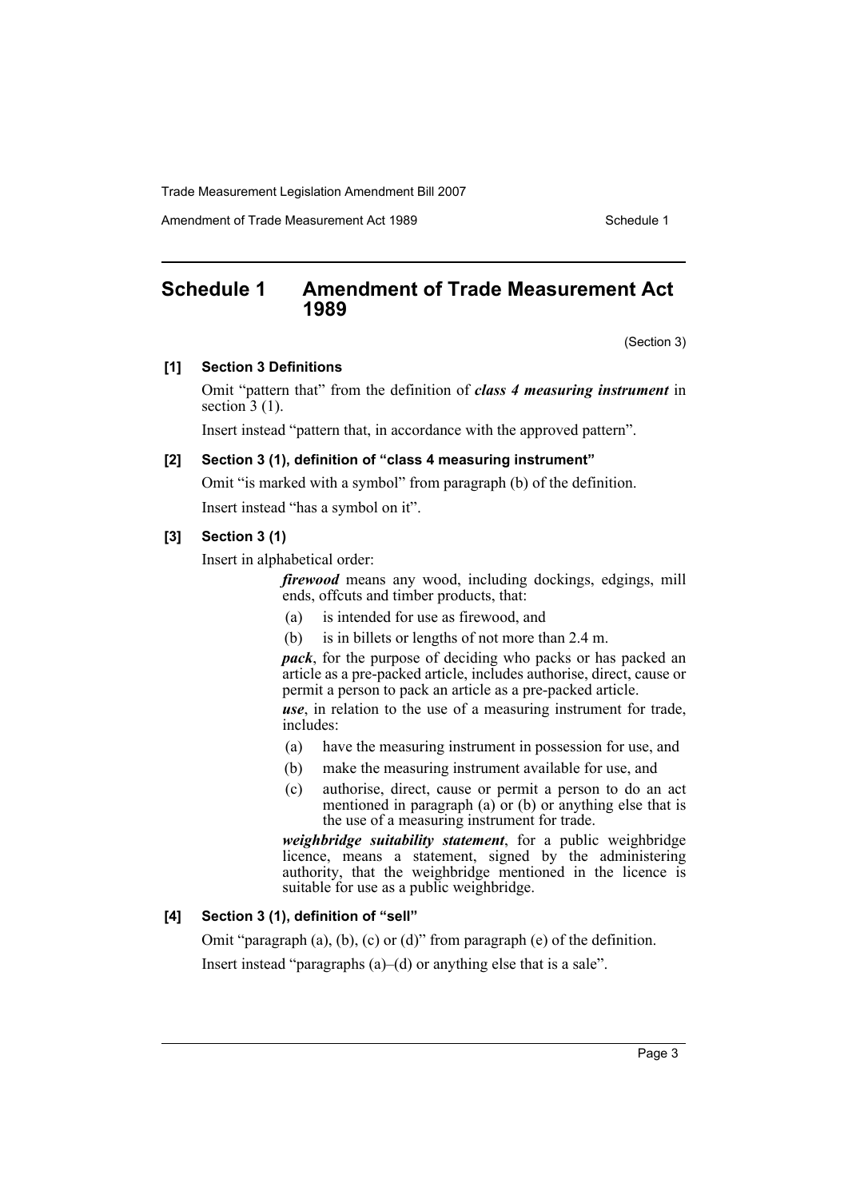# Schedule 1 Amendment of Trade Measurement Act 1989

(Section 3)

**[1] Section 3 Definitions**

Omit "pattern that" from the definition of ***class 4 measuring instrument*** in section 3 (1).

Insert instead "pattern that, in accordance with the approved pattern".

**[2] Section 3 (1), definition of "class 4 measuring instrument"**

Omit "is marked with a symbol" from paragraph (b) of the definition.

Insert instead "has a symbol on it".

**[3] Section 3 (1)**

Insert in alphabetical order:

> ***firewood*** means any wood, including dockings, edgings, mill ends, offcuts and timber products, that:
>
> (a) is intended for use as firewood, and
>
> (b) is in billets or lengths of not more than 2.4 m.
>
> ***pack***, for the purpose of deciding who packs or has packed an article as a pre-packed article, includes authorise, direct, cause or permit a person to pack an article as a pre-packed article.
>
> ***use***, in relation to the use of a measuring instrument for trade, includes:
>
> (a) have the measuring instrument in possession for use, and
>
> (b) make the measuring instrument available for use, and
>
> (c) authorise, direct, cause or permit a person to do an act mentioned in paragraph (a) or (b) or anything else that is the use of a measuring instrument for trade.
>
> ***weighbridge suitability statement***, for a public weighbridge licence, means a statement, signed by the administering authority, that the weighbridge mentioned in the licence is suitable for use as a public weighbridge.

**[4] Section 3 (1), definition of "sell"**

Omit "paragraph (a), (b), (c) or (d)" from paragraph (e) of the definition.

Insert instead "paragraphs (a)–(d) or anything else that is a sale".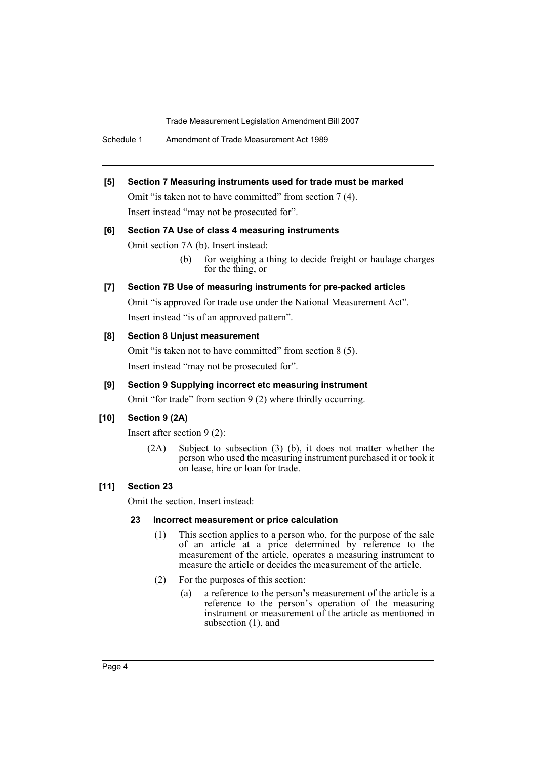**[5] Section 7 Measuring instruments used for trade must be marked**

Omit "is taken not to have committed" from section 7 (4).

Insert instead "may not be prosecuted for".

**[6] Section 7A Use of class 4 measuring instruments**

Omit section 7A (b). Insert instead:

> (b) for weighing a thing to decide freight or haulage charges for the thing, or

**[7] Section 7B Use of measuring instruments for pre-packed articles**

Omit "is approved for trade use under the National Measurement Act".

Insert instead "is of an approved pattern".

**[8] Section 8 Unjust measurement**

Omit "is taken not to have committed" from section 8 (5).

Insert instead "may not be prosecuted for".

**[9] Section 9 Supplying incorrect etc measuring instrument**

Omit "for trade" from section 9 (2) where thirdly occurring.

**[10] Section 9 (2A)**

Insert after section 9 (2):

> (2A) Subject to subsection (3) (b), it does not matter whether the person who used the measuring instrument purchased it or took it on lease, hire or loan for trade.

**[11] Section 23**

Omit the section. Insert instead:

**23 Incorrect measurement or price calculation**

> (1) This section applies to a person who, for the purpose of the sale of an article at a price determined by reference to the measurement of the article, operates a measuring instrument to measure the article or decides the measurement of the article.
>
> (2) For the purposes of this section:
>
> (a) a reference to the person's measurement of the article is a reference to the person's operation of the measuring instrument or measurement of the article as mentioned in subsection (1), and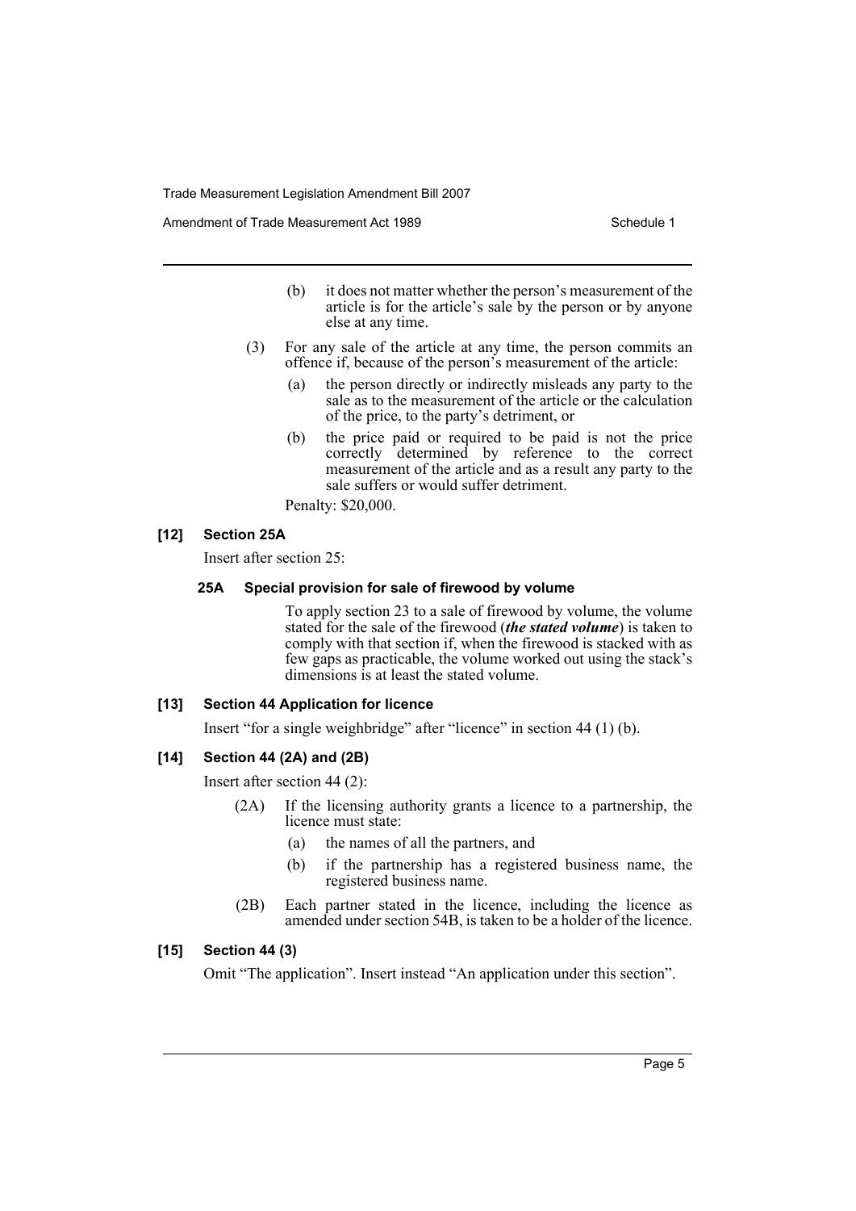(b) it does not matter whether the person's measurement of the article is for the article's sale by the person or by anyone else at any time.

(3) For any sale of the article at any time, the person commits an offence if, because of the person's measurement of the article:

(a) the person directly or indirectly misleads any party to the sale as to the measurement of the article or the calculation of the price, to the party's detriment, or

(b) the price paid or required to be paid is not the price correctly determined by reference to the correct measurement of the article and as a result any party to the sale suffers or would suffer detriment.

Penalty: $20,000.

#### [12] Section 25A

Insert after section 25:

##### 25A Special provision for sale of firewood by volume

To apply section 23 to a sale of firewood by volume, the volume stated for the sale of the firewood (***the stated volume***) is taken to comply with that section if, when the firewood is stacked with as few gaps as practicable, the volume worked out using the stack's dimensions is at least the stated volume.

#### [13] Section 44 Application for licence

Insert "for a single weighbridge" after "licence" in section 44 (1) (b).

#### [14] Section 44 (2A) and (2B)

Insert after section 44 (2):

(2A) If the licensing authority grants a licence to a partnership, the licence must state:

(a) the names of all the partners, and

(b) if the partnership has a registered business name, the registered business name.

(2B) Each partner stated in the licence, including the licence as amended under section 54B, is taken to be a holder of the licence.

#### [15] Section 44 (3)

Omit "The application". Insert instead "An application under this section".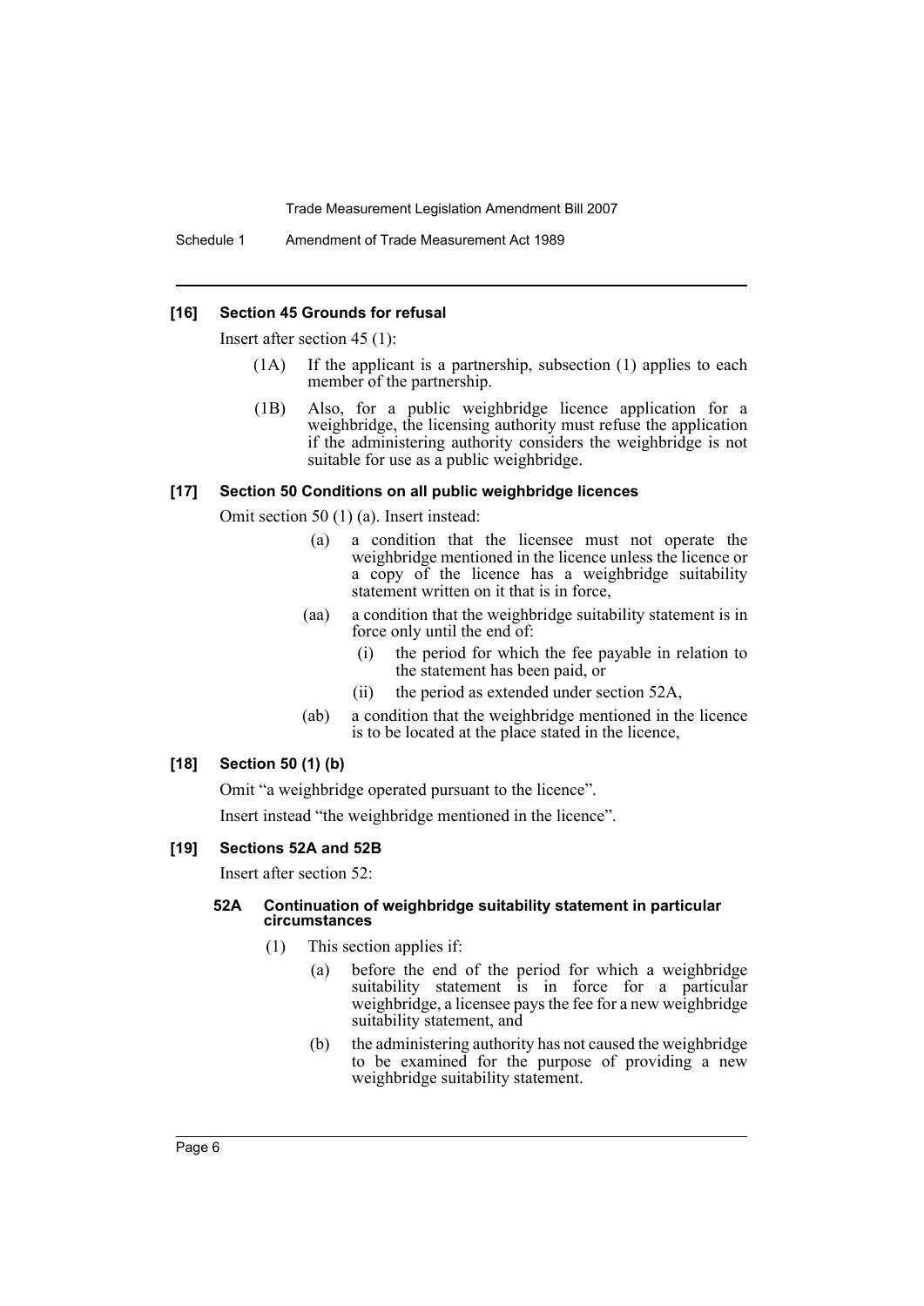**[16] Section 45 Grounds for refusal**

Insert after section 45 (1):

(1A) If the applicant is a partnership, subsection (1) applies to each member of the partnership.

(1B) Also, for a public weighbridge licence application for a weighbridge, the licensing authority must refuse the application if the administering authority considers the weighbridge is not suitable for use as a public weighbridge.

**[17] Section 50 Conditions on all public weighbridge licences**

Omit section 50 (1) (a). Insert instead:

(a) a condition that the licensee must not operate the weighbridge mentioned in the licence unless the licence or a copy of the licence has a weighbridge suitability statement written on it that is in force,

(aa) a condition that the weighbridge suitability statement is in force only until the end of:

(i) the period for which the fee payable in relation to the statement has been paid, or

(ii) the period as extended under section 52A,

(ab) a condition that the weighbridge mentioned in the licence is to be located at the place stated in the licence,

**[18] Section 50 (1) (b)**

Omit "a weighbridge operated pursuant to the licence".

Insert instead "the weighbridge mentioned in the licence".

**[19] Sections 52A and 52B**

Insert after section 52:

**52A Continuation of weighbridge suitability statement in particular circumstances**

(1) This section applies if:

(a) before the end of the period for which a weighbridge suitability statement is in force for a particular weighbridge, a licensee pays the fee for a new weighbridge suitability statement, and

(b) the administering authority has not caused the weighbridge to be examined for the purpose of providing a new weighbridge suitability statement.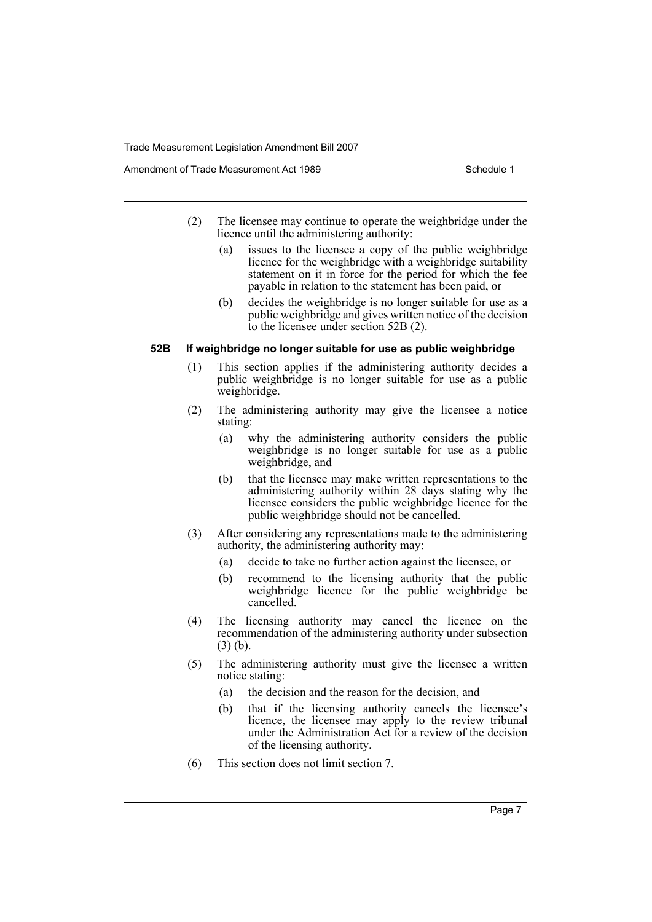(2) The licensee may continue to operate the weighbridge under the licence until the administering authority:

(a) issues to the licensee a copy of the public weighbridge licence for the weighbridge with a weighbridge suitability statement on it in force for the period for which the fee payable in relation to the statement has been paid, or

(b) decides the weighbridge is no longer suitable for use as a public weighbridge and gives written notice of the decision to the licensee under section 52B (2).

### 52B If weighbridge no longer suitable for use as public weighbridge

(1) This section applies if the administering authority decides a public weighbridge is no longer suitable for use as a public weighbridge.

(2) The administering authority may give the licensee a notice stating:

(a) why the administering authority considers the public weighbridge is no longer suitable for use as a public weighbridge, and

(b) that the licensee may make written representations to the administering authority within 28 days stating why the licensee considers the public weighbridge licence for the public weighbridge should not be cancelled.

(3) After considering any representations made to the administering authority, the administering authority may:

(a) decide to take no further action against the licensee, or

(b) recommend to the licensing authority that the public weighbridge licence for the public weighbridge be cancelled.

(4) The licensing authority may cancel the licence on the recommendation of the administering authority under subsection (3) (b).

(5) The administering authority must give the licensee a written notice stating:

(a) the decision and the reason for the decision, and

(b) that if the licensing authority cancels the licensee's licence, the licensee may apply to the review tribunal under the Administration Act for a review of the decision of the licensing authority.

(6) This section does not limit section 7.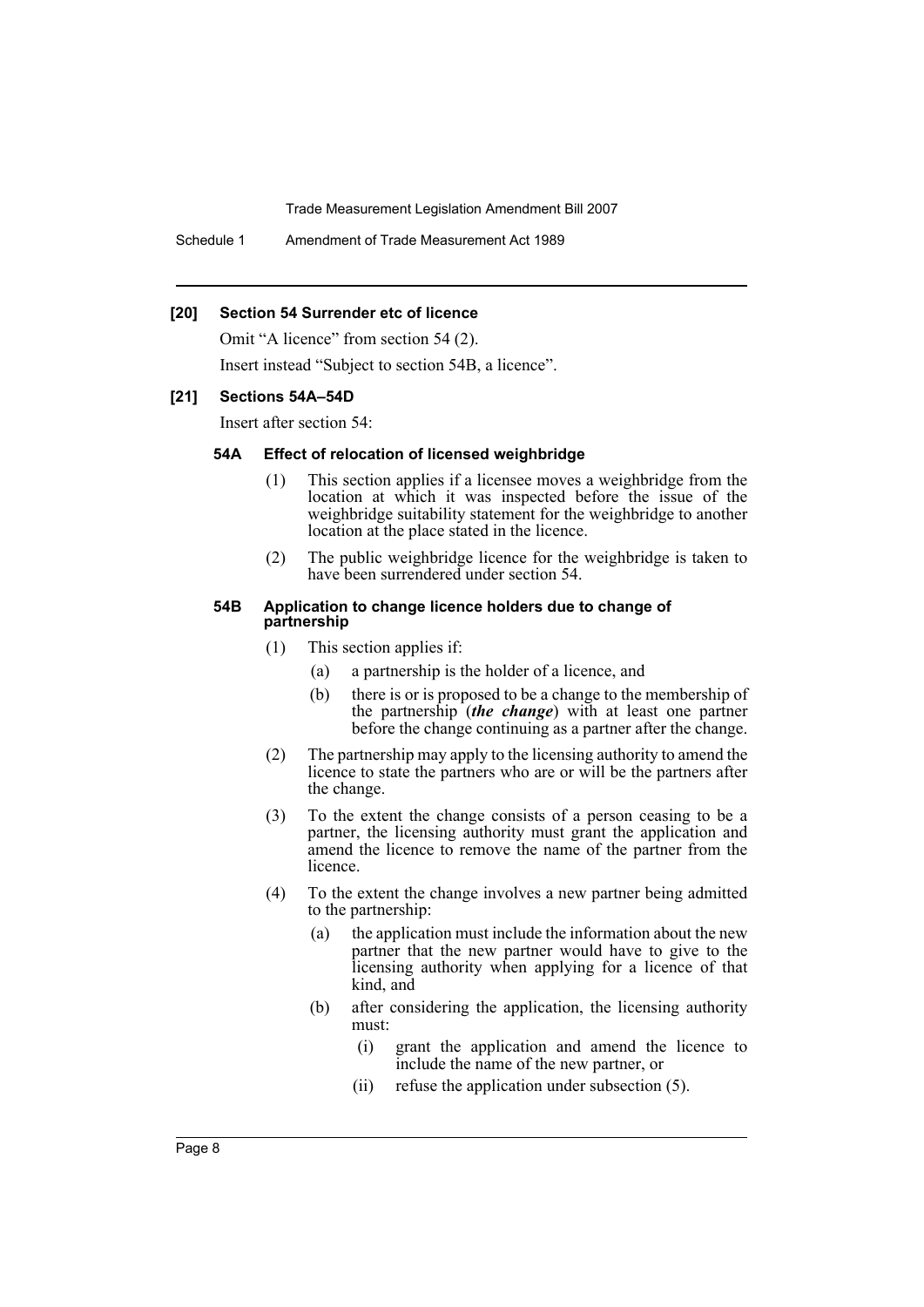**[20] Section 54 Surrender etc of licence**

Omit "A licence" from section 54 (2).

Insert instead "Subject to section 54B, a licence".

**[21] Sections 54A–54D**

Insert after section 54:

**54A Effect of relocation of licensed weighbridge**

(1) This section applies if a licensee moves a weighbridge from the location at which it was inspected before the issue of the weighbridge suitability statement for the weighbridge to another location at the place stated in the licence.

(2) The public weighbridge licence for the weighbridge is taken to have been surrendered under section 54.

**54B Application to change licence holders due to change of partnership**

(1) This section applies if:

(a) a partnership is the holder of a licence, and

(b) there is or is proposed to be a change to the membership of the partnership (***the change***) with at least one partner before the change continuing as a partner after the change.

(2) The partnership may apply to the licensing authority to amend the licence to state the partners who are or will be the partners after the change.

(3) To the extent the change consists of a person ceasing to be a partner, the licensing authority must grant the application and amend the licence to remove the name of the partner from the licence.

(4) To the extent the change involves a new partner being admitted to the partnership:

(a) the application must include the information about the new partner that the new partner would have to give to the licensing authority when applying for a licence of that kind, and

(b) after considering the application, the licensing authority must:

(i) grant the application and amend the licence to include the name of the new partner, or

(ii) refuse the application under subsection (5).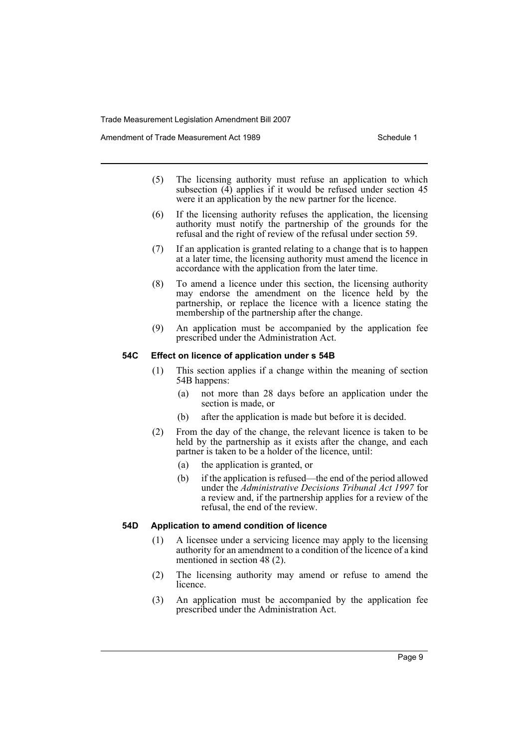(5) The licensing authority must refuse an application to which subsection (4) applies if it would be refused under section 45 were it an application by the new partner for the licence.

(6) If the licensing authority refuses the application, the licensing authority must notify the partnership of the grounds for the refusal and the right of review of the refusal under section 59.

(7) If an application is granted relating to a change that is to happen at a later time, the licensing authority must amend the licence in accordance with the application from the later time.

(8) To amend a licence under this section, the licensing authority may endorse the amendment on the licence held by the partnership, or replace the licence with a licence stating the membership of the partnership after the change.

(9) An application must be accompanied by the application fee prescribed under the Administration Act.

### 54C Effect on licence of application under s 54B

(1) This section applies if a change within the meaning of section 54B happens:

(a) not more than 28 days before an application under the section is made, or

(b) after the application is made but before it is decided.

(2) From the day of the change, the relevant licence is taken to be held by the partnership as it exists after the change, and each partner is taken to be a holder of the licence, until:

(a) the application is granted, or

(b) if the application is refused—the end of the period allowed under the *Administrative Decisions Tribunal Act 1997* for a review and, if the partnership applies for a review of the refusal, the end of the review.

### 54D Application to amend condition of licence

(1) A licensee under a servicing licence may apply to the licensing authority for an amendment to a condition of the licence of a kind mentioned in section 48 (2).

(2) The licensing authority may amend or refuse to amend the licence.

(3) An application must be accompanied by the application fee prescribed under the Administration Act.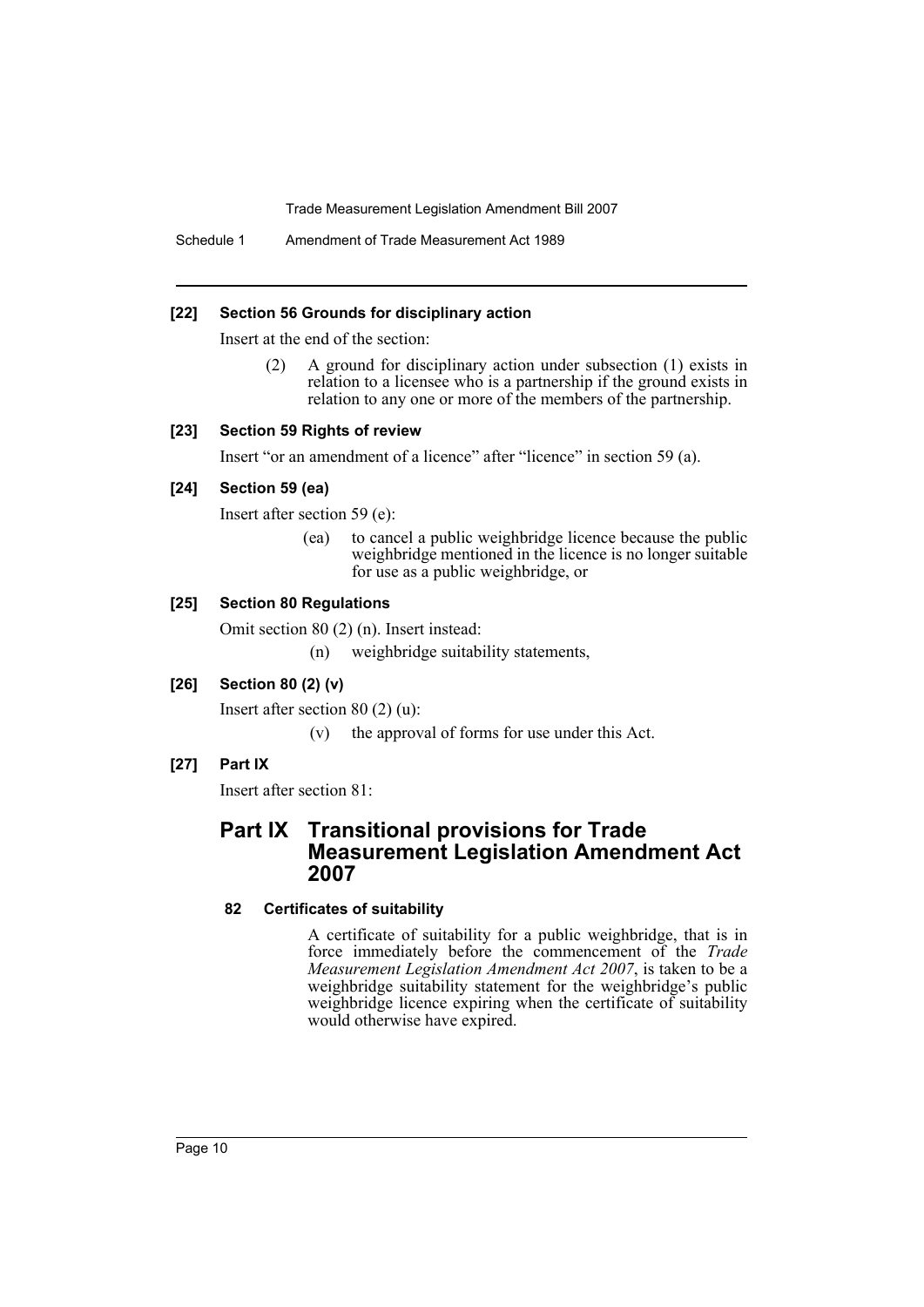**[22] Section 56 Grounds for disciplinary action**

Insert at the end of the section:

> (2) A ground for disciplinary action under subsection (1) exists in relation to a licensee who is a partnership if the ground exists in relation to any one or more of the members of the partnership.

**[23] Section 59 Rights of review**

Insert "or an amendment of a licence" after "licence" in section 59 (a).

**[24] Section 59 (ea)**

Insert after section 59 (e):

> (ea) to cancel a public weighbridge licence because the public weighbridge mentioned in the licence is no longer suitable for use as a public weighbridge, or

**[25] Section 80 Regulations**

Omit section 80 (2) (n). Insert instead:

> (n) weighbridge suitability statements,

**[26] Section 80 (2) (v)**

Insert after section 80 (2) (u):

> (v) the approval of forms for use under this Act.

**[27] Part IX**

Insert after section 81:

## Part IX Transitional provisions for Trade Measurement Legislation Amendment Act 2007

### 82 Certificates of suitability

A certificate of suitability for a public weighbridge, that is in force immediately before the commencement of the *Trade Measurement Legislation Amendment Act 2007*, is taken to be a weighbridge suitability statement for the weighbridge's public weighbridge licence expiring when the certificate of suitability would otherwise have expired.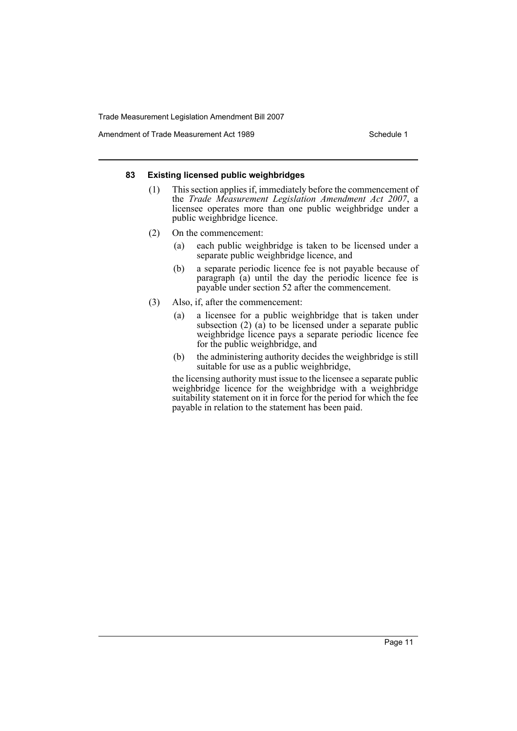#### 83 Existing licensed public weighbridges

(1) This section applies if, immediately before the commencement of the *Trade Measurement Legislation Amendment Act 2007*, a licensee operates more than one public weighbridge under a public weighbridge licence.

(2) On the commencement:

- (a) each public weighbridge is taken to be licensed under a separate public weighbridge licence, and
- (b) a separate periodic licence fee is not payable because of paragraph (a) until the day the periodic licence fee is payable under section 52 after the commencement.

(3) Also, if, after the commencement:

- (a) a licensee for a public weighbridge that is taken under subsection (2) (a) to be licensed under a separate public weighbridge licence pays a separate periodic licence fee for the public weighbridge, and
- (b) the administering authority decides the weighbridge is still suitable for use as a public weighbridge,

the licensing authority must issue to the licensee a separate public weighbridge licence for the weighbridge with a weighbridge suitability statement on it in force for the period for which the fee payable in relation to the statement has been paid.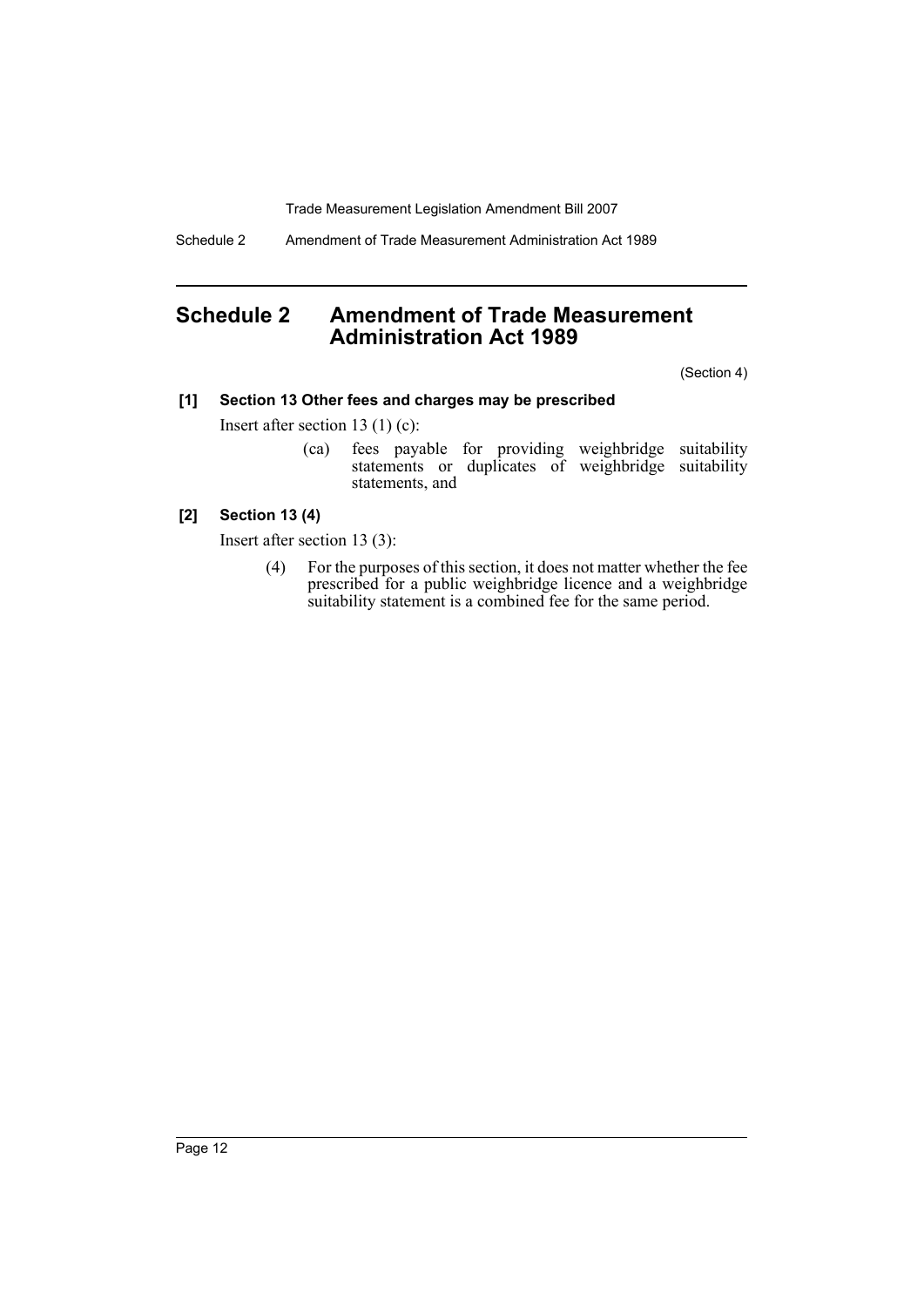# Schedule 2 Amendment of Trade Measurement Administration Act 1989

(Section 4)

**[1] Section 13 Other fees and charges may be prescribed**

Insert after section 13 (1) (c):

> (ca) fees payable for providing weighbridge suitability statements or duplicates of weighbridge suitability statements, and

**[2] Section 13 (4)**

Insert after section 13 (3):

> (4) For the purposes of this section, it does not matter whether the fee prescribed for a public weighbridge licence and a weighbridge suitability statement is a combined fee for the same period.